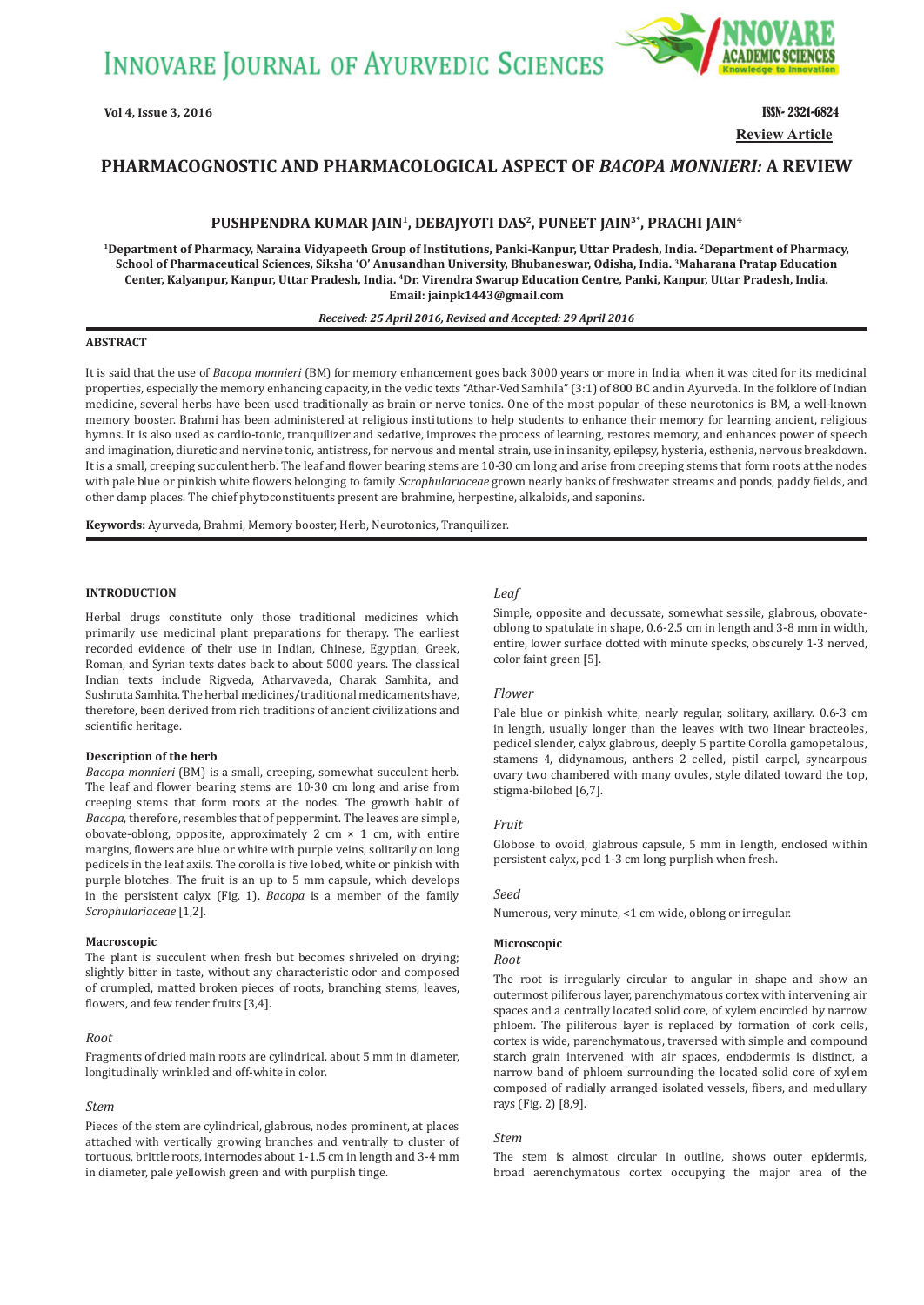# PHARMACOGNOSTIC AND PHARMACOLOGICAL ASPECT OF *BACOPA MONNIERI*: A REVIEW

**Review Article**

**PUSHPENDRA KUMAR JAIN[1], DEBAJYOTI DAS[2], PUNEET JAIN[3*], PRACHI JAIN[4]**

**[1]Department of Pharmacy, Naraina Vidyapeeth Group of Institutions, Panki-Kanpur, Uttar Pradesh, India. [2]Department of Pharmacy, School of Pharmaceutical Sciences, Siksha 'O' Anusandhan University, Bhubaneswar, Odisha, India. [3]Maharana Pratap Education Center, Kalyanpur, Kanpur, Uttar Pradesh, India. [4]Dr. Virendra Swarup Education Centre, Panki, Kanpur, Uttar Pradesh, India. Email: jainpk1443@gmail.com**

***Received: 25 April 2016, Revised and Accepted: 29 April 2016***

## ABSTRACT

It is said that the use of *Bacopa monnieri* (BM) for memory enhancement goes back 3000 years or more in India, when it was cited for its medicinal properties, especially the memory enhancing capacity, in the vedic texts "Athar-Ved Samhila" (3:1) of 800 BC and in Ayurveda. In the folklore of Indian medicine, several herbs have been used traditionally as brain or nerve tonics. One of the most popular of these neurotonics is BM, a well-known memory booster. Brahmi has been administered at religious institutions to help students to enhance their memory for learning ancient, religious hymns. It is also used as cardio-tonic, tranquilizer and sedative, improves the process of learning, restores memory, and enhances power of speech and imagination, diuretic and nervine tonic, antistress, for nervous and mental strain, use in insanity, epilepsy, hysteria, esthenia, nervous breakdown. It is a small, creeping succulent herb. The leaf and flower bearing stems are 10-30 cm long and arise from creeping stems that form roots at the nodes with pale blue or pinkish white flowers belonging to family *Scrophulariaceae* grown nearly banks of freshwater streams and ponds, paddy fields, and other damp places. The chief phytoconstituents present are brahmine, herpestine, alkaloids, and saponins.

**Keywords:** Ayurveda, Brahmi, Memory booster, Herb, Neurotonics, Tranquilizer.

## INTRODUCTION

Herbal drugs constitute only those traditional medicines which primarily use medicinal plant preparations for therapy. The earliest recorded evidence of their use in Indian, Chinese, Egyptian, Greek, Roman, and Syrian texts dates back to about 5000 years. The classical Indian texts include Rigveda, Atharvaveda, Charak Samhita, and Sushruta Samhita. The herbal medicines/traditional medicaments have, therefore, been derived from rich traditions of ancient civilizations and scientific heritage.

### Description of the herb

*Bacopa monnieri* (BM) is a small, creeping, somewhat succulent herb. The leaf and flower bearing stems are 10-30 cm long and arise from creeping stems that form roots at the nodes. The growth habit of *Bacopa*, therefore, resembles that of peppermint. The leaves are simple, obovate-oblong, opposite, approximately 2 cm × 1 cm, with entire margins, flowers are blue or white with purple veins, solitarily on long pedicels in the leaf axils. The corolla is five lobed, white or pinkish with purple blotches. The fruit is an up to 5 mm capsule, which develops in the persistent calyx (Fig. 1). *Bacopa* is a member of the family *Scrophulariaceae* [1,2].

### Macroscopic

The plant is succulent when fresh but becomes shriveled on drying; slightly bitter in taste, without any characteristic odor and composed of crumpled, matted broken pieces of roots, branching stems, leaves, flowers, and few tender fruits [3,4].

#### *Root*

Fragments of dried main roots are cylindrical, about 5 mm in diameter, longitudinally wrinkled and off-white in color.

#### *Stem*

Pieces of the stem are cylindrical, glabrous, nodes prominent, at places attached with vertically growing branches and ventrally to cluster of tortuous, brittle roots, internodes about 1-1.5 cm in length and 3-4 mm in diameter, pale yellowish green and with purplish tinge.

#### *Leaf*

Simple, opposite and decussate, somewhat sessile, glabrous, obovate-oblong to spatulate in shape, 0.6-2.5 cm in length and 3-8 mm in width, entire, lower surface dotted with minute specks, obscurely 1-3 nerved, color faint green [5].

#### *Flower*

Pale blue or pinkish white, nearly regular, solitary, axillary. 0.6-3 cm in length, usually longer than the leaves with two linear bracteoles, pedicel slender, calyx glabrous, deeply 5 partite Corolla gamopetalous, stamens 4, didynamous, anthers 2 celled, pistil carpel, syncarpous ovary two chambered with many ovules, style dilated toward the top, stigma-bilobed [6,7].

#### *Fruit*

Globose to ovoid, glabrous capsule, 5 mm in length, enclosed within persistent calyx, ped 1-3 cm long purplish when fresh.

#### *Seed*

Numerous, very minute, <1 cm wide, oblong or irregular.

### Microscopic

#### *Root*

The root is irregularly circular to angular in shape and show an outermost piliferous layer, parenchymatous cortex with intervening air spaces and a centrally located solid core, of xylem encircled by narrow phloem. The piliferous layer is replaced by formation of cork cells, cortex is wide, parenchymatous, traversed with simple and compound starch grain intervened with air spaces, endodermis is distinct, a narrow band of phloem surrounding the located solid core of xylem composed of radially arranged isolated vessels, fibers, and medullary rays (Fig. 2) [8,9].

#### *Stem*

The stem is almost circular in outline, shows outer epidermis, broad aerenchymatous cortex occupying the major area of the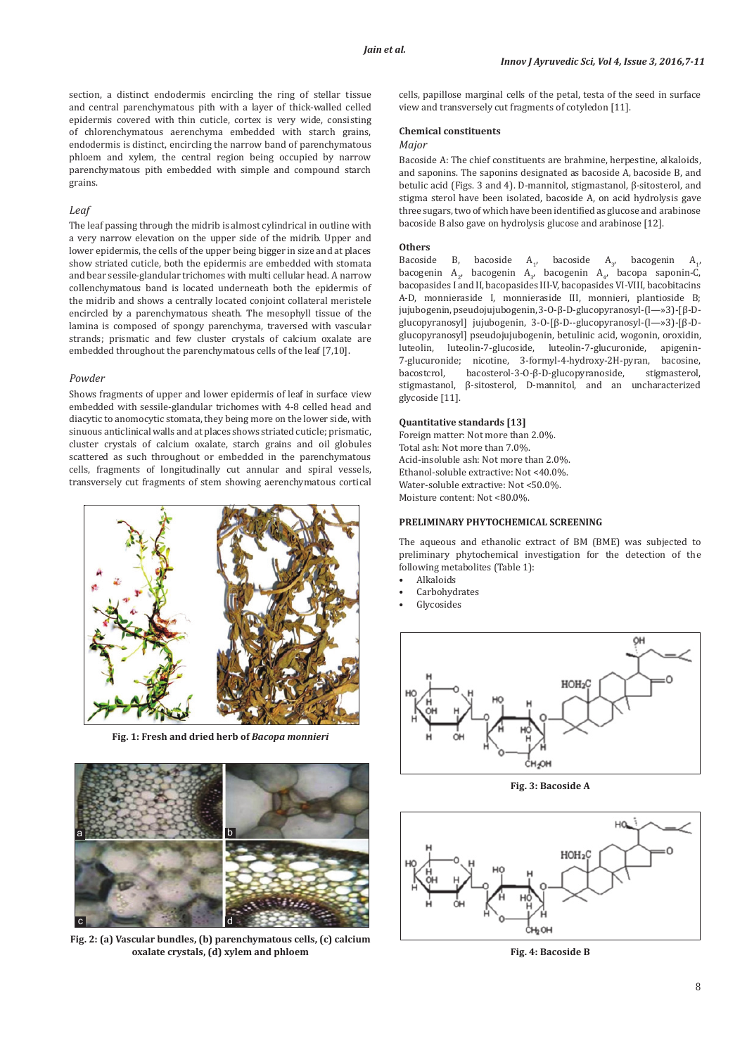section, a distinct endodermis encircling the ring of stellar tissue and central parenchymatous pith with a layer of thick-walled celled epidermis covered with thin cuticle, cortex is very wide, consisting of chlorenchymatous aerenchyma embedded with starch grains, endodermis is distinct, encircling the narrow band of parenchymatous phloem and xylem, the central region being occupied by narrow parenchymatous pith embedded with simple and compound starch grains.

### *Leaf*

The leaf passing through the midrib is almost cylindrical in outline with a very narrow elevation on the upper side of the midrib. Upper and lower epidermis, the cells of the upper being bigger in size and at places show striated cuticle, both the epidermis are embedded with stomata and bear sessile-glandular trichomes with multi cellular head. A narrow collenchymatous band is located underneath both the epidermis of the midrib and shows a centrally located conjoint collateral meristele encircled by a parenchymatous sheath. The mesophyll tissue of the lamina is composed of spongy parenchyma, traversed with vascular strands; prismatic and few cluster crystals of calcium oxalate are embedded throughout the parenchymatous cells of the leaf [7,10].

### *Powder*

Shows fragments of upper and lower epidermis of leaf in surface view embedded with sessile-glandular trichomes with 4-8 celled head and diacytic to anomocytic stomata, they being more on the lower side, with sinuous anticlinical walls and at places shows striated cuticle; prismatic, cluster crystals of calcium oxalate, starch grains and oil globules scattered as such throughout or embedded in the parenchymatous cells, fragments of longitudinally cut annular and spiral vessels, transversely cut fragments of stem showing aerenchymatous cortical cells, papillose marginal cells of the petal, testa of the seed in surface view and transversely cut fragments of cotyledon [11].

**Fig. 1: Fresh and dried herb of *Bacopa monnieri***

**Fig. 2: (a) Vascular bundles, (b) parenchymatous cells, (c) calcium oxalate crystals, (d) xylem and phloem**

### Chemical constituents

#### *Major*

Bacoside A: The chief constituents are brahmine, herpestine, alkaloids, and saponins. The saponins designated as bacoside A, bacoside B, and betulic acid (Figs. 3 and 4). D-mannitol, stigmastanol, β-sitosterol, and stigma sterol have been isolated, bacoside A, on acid hydrolysis gave three sugars, two of which have been identified as glucose and arabinose bacoside B also gave on hydrolysis glucose and arabinose [12].

#### Others

Bacoside B, bacoside $A_1$, bacoside $A_3$, bacogenin $A_1$, bacogenin $A_2$, bacogenin $A_3$, bacogenin $A_4$, bacopa saponin-C, bacopasides I and II, bacopasides III-V, bacopasides VI-VIII, bacobitacins A-D, monnieraside I, monnieraside III, monnieri, plantioside B; jujubogenin, pseudojujubogenin, 3-O-β-D-glucopyranosyl-(l—»3)-[β-D-glucopyranosyl] jujubogenin, 3-O-[β-D--glucopyranosyl-(l—»3)-[β-D-glucopyranosyl] pseudojujubogenin, betulinic acid, wogonin, oroxidin, luteolin, luteolin-7-glucoside, luteolin-7-glucuronide, apigenin-7-glucuronide; nicotine, 3-formyl-4-hydroxy-2H-pyran, bacosine, bacostcrol, bacosterol-3-O-β-D-glucopyranoside, stigmasterol, stigmastanol, β-sitosterol, D-mannitol, and an uncharacterized glycoside [11].

### Quantitative standards [13]

Foreign matter: Not more than 2.0%.
Total ash: Not more than 7.0%.
Acid-insoluble ash: Not more than 2.0%.
Ethanol-soluble extractive: Not <40.0%.
Water-soluble extractive: Not <50.0%.
Moisture content: Not <80.0%.

## PRELIMINARY PHYTOCHEMICAL SCREENING

The aqueous and ethanolic extract of BM (BME) was subjected to preliminary phytochemical investigation for the detection of the following metabolites (Table 1):

- Alkaloids
- Carbohydrates
- Glycosides

**Fig. 3: Bacoside A**

**Fig. 4: Bacoside B**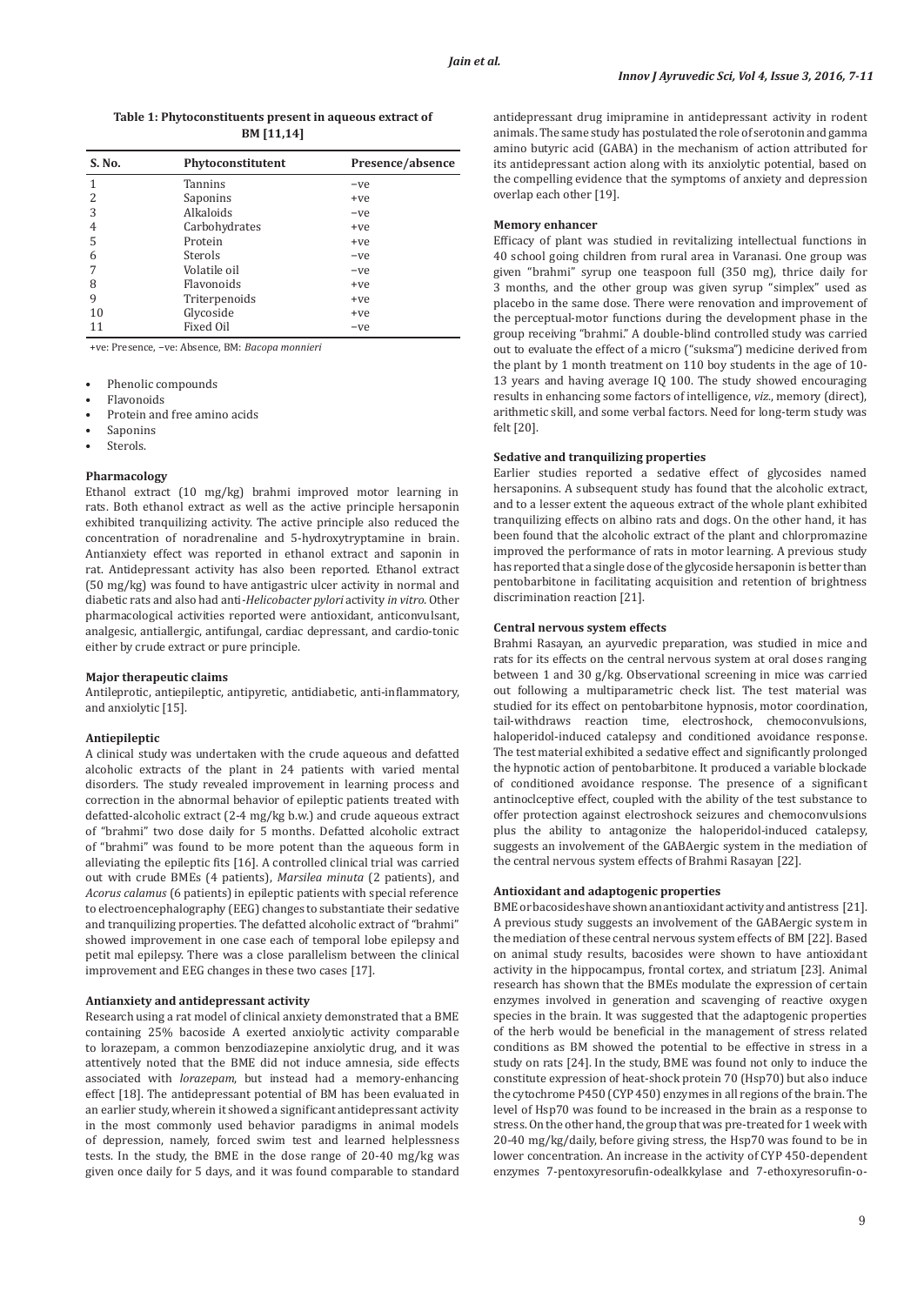**Table 1: Phytoconstituents present in aqueous extract of BM [11,14]**

| S. No. | Phytoconstitutent | Presence/absence |
|---|---|---|
| 1 | Tannins | −ve |
| 2 | Saponins | +ve |
| 3 | Alkaloids | −ve |
| 4 | Carbohydrates | +ve |
| 5 | Protein | +ve |
| 6 | Sterols | −ve |
| 7 | Volatile oil | −ve |
| 8 | Flavonoids | +ve |
| 9 | Triterpenoids | +ve |
| 10 | Glycoside | +ve |
| 11 | Fixed Oil | −ve |

+ve: Presence, −ve: Absence, BM: *Bacopa monnieri*

- Phenolic compounds
- Flavonoids
- Protein and free amino acids
- Saponins
- Sterols.

### Pharmacology

Ethanol extract (10 mg/kg) brahmi improved motor learning in rats. Both ethanol extract as well as the active principle hersaponin exhibited tranquilizing activity. The active principle also reduced the concentration of noradrenaline and 5-hydroxytryptamine in brain. Antianxiety effect was reported in ethanol extract and saponin in rat. Antidepressant activity has also been reported. Ethanol extract (50 mg/kg) was found to have antigastric ulcer activity in normal and diabetic rats and also had anti-*Helicobacter pylori* activity *in vitro*. Other pharmacological activities reported were antioxidant, anticonvulsant, analgesic, antiallergic, antifungal, cardiac depressant, and cardio-tonic either by crude extract or pure principle.

### Major therapeutic claims

Antileprotic, antiepileptic, antipyretic, antidiabetic, anti-inflammatory, and anxiolytic [15].

### Antiepileptic

A clinical study was undertaken with the crude aqueous and defatted alcoholic extracts of the plant in 24 patients with varied mental disorders. The study revealed improvement in learning process and correction in the abnormal behavior of epileptic patients treated with defatted-alcoholic extract (2-4 mg/kg b.w.) and crude aqueous extract of "brahmi" two dose daily for 5 months. Defatted alcoholic extract of "brahmi" was found to be more potent than the aqueous form in alleviating the epileptic fits [16]. A controlled clinical trial was carried out with crude BMEs (4 patients), *Marsilea minuta* (2 patients), and *Acorus calamus* (6 patients) in epileptic patients with special reference to electroencephalography (EEG) changes to substantiate their sedative and tranquilizing properties. The defatted alcoholic extract of "brahmi" showed improvement in one case each of temporal lobe epilepsy and petit mal epilepsy. There was a close parallelism between the clinical improvement and EEG changes in these two cases [17].

### Antianxiety and antidepressant activity

Research using a rat model of clinical anxiety demonstrated that a BME containing 25% bacoside A exerted anxiolytic activity comparable to lorazepam, a common benzodiazepine anxiolytic drug, and it was attentively noted that the BME did not induce amnesia, side effects associated with *lorazepam*, but instead had a memory-enhancing effect [18]. The antidepressant potential of BM has been evaluated in an earlier study, wherein it showed a significant antidepressant activity in the most commonly used behavior paradigms in animal models of depression, namely, forced swim test and learned helplessness tests. In the study, the BME in the dose range of 20-40 mg/kg was given once daily for 5 days, and it was found comparable to standard antidepressant drug imipramine in antidepressant activity in rodent animals. The same study has postulated the role of serotonin and gamma amino butyric acid (GABA) in the mechanism of action attributed for its antidepressant action along with its anxiolytic potential, based on the compelling evidence that the symptoms of anxiety and depression overlap each other [19].

### Memory enhancer

Efficacy of plant was studied in revitalizing intellectual functions in 40 school going children from rural area in Varanasi. One group was given "brahmi" syrup one teaspoon full (350 mg), thrice daily for 3 months, and the other group was given syrup "simplex" used as placebo in the same dose. There were renovation and improvement of the perceptual-motor functions during the development phase in the group receiving "brahmi." A double-blind controlled study was carried out to evaluate the effect of a micro ("suksma") medicine derived from the plant by 1 month treatment on 110 boy students in the age of 10-13 years and having average IQ 100. The study showed encouraging results in enhancing some factors of intelligence, *viz*., memory (direct), arithmetic skill, and some verbal factors. Need for long-term study was felt [20].

### Sedative and tranquilizing properties

Earlier studies reported a sedative effect of glycosides named hersaponins. A subsequent study has found that the alcoholic extract, and to a lesser extent the aqueous extract of the whole plant exhibited tranquilizing effects on albino rats and dogs. On the other hand, it has been found that the alcoholic extract of the plant and chlorpromazine improved the performance of rats in motor learning. A previous study has reported that a single dose of the glycoside hersaponin is better than pentobarbitone in facilitating acquisition and retention of brightness discrimination reaction [21].

### Central nervous system effects

Brahmi Rasayan, an ayurvedic preparation, was studied in mice and rats for its effects on the central nervous system at oral doses ranging between 1 and 30 g/kg. Observational screening in mice was carried out following a multiparametric check list. The test material was studied for its effect on pentobarbitone hypnosis, motor coordination, tail-withdraws reaction time, electroshock, chemoconvulsions, haloperidol-induced catalepsy and conditioned avoidance response. The test material exhibited a sedative effect and significantly prolonged the hypnotic action of pentobarbitone. It produced a variable blockade of conditioned avoidance response. The presence of a significant antinoclceptive effect, coupled with the ability of the test substance to offer protection against electroshock seizures and chemoconvulsions plus the ability to antagonize the haloperidol-induced catalepsy, suggests an involvement of the GABAergic system in the mediation of the central nervous system effects of Brahmi Rasayan [22].

### Antioxidant and adaptogenic properties

BME or bacosides have shown an antioxidant activity and antistress [21]. A previous study suggests an involvement of the GABAergic system in the mediation of these central nervous system effects of BM [22]. Based on animal study results, bacosides were shown to have antioxidant activity in the hippocampus, frontal cortex, and striatum [23]. Animal research has shown that the BMEs modulate the expression of certain enzymes involved in generation and scavenging of reactive oxygen species in the brain. It was suggested that the adaptogenic properties of the herb would be beneficial in the management of stress related conditions as BM showed the potential to be effective in stress in a study on rats [24]. In the study, BME was found not only to induce the constitute expression of heat-shock protein 70 (Hsp70) but also induce the cytochrome P450 (CYP 450) enzymes in all regions of the brain. The level of Hsp70 was found to be increased in the brain as a response to stress. On the other hand, the group that was pre-treated for 1 week with 20-40 mg/kg/daily, before giving stress, the Hsp70 was found to be in lower concentration. An increase in the activity of CYP 450-dependent enzymes 7-pentoxyresorufin-odealkkylase and 7-ethoxyresorufin-o-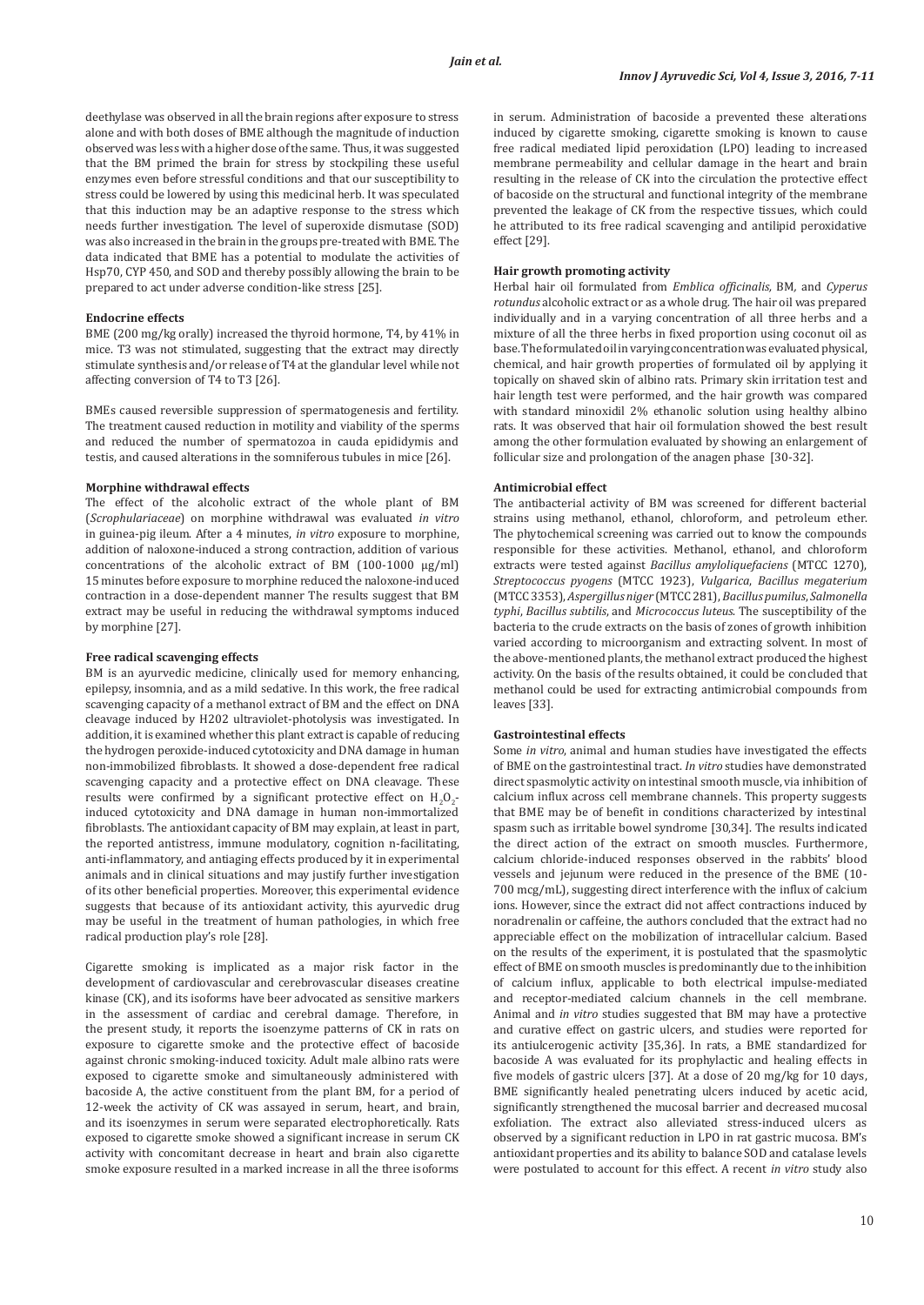deethylase was observed in all the brain regions after exposure to stress alone and with both doses of BME although the magnitude of induction observed was less with a higher dose of the same. Thus, it was suggested that the BM primed the brain for stress by stockpiling these useful enzymes even before stressful conditions and that our susceptibility to stress could be lowered by using this medicinal herb. It was speculated that this induction may be an adaptive response to the stress which needs further investigation. The level of superoxide dismutase (SOD) was also increased in the brain in the groups pre-treated with BME. The data indicated that BME has a potential to modulate the activities of Hsp70, CYP 450, and SOD and thereby possibly allowing the brain to be prepared to act under adverse condition-like stress [25].

**Endocrine effects**

BME (200 mg/kg orally) increased the thyroid hormone, T4, by 41% in mice. T3 was not stimulated, suggesting that the extract may directly stimulate synthesis and/or release of T4 at the glandular level while not affecting conversion of T4 to T3 [26].

BMEs caused reversible suppression of spermatogenesis and fertility. The treatment caused reduction in motility and viability of the sperms and reduced the number of spermatozoa in cauda epididymis and testis, and caused alterations in the somniferous tubules in mice [26].

**Morphine withdrawal effects**

The effect of the alcoholic extract of the whole plant of BM (*Scrophulariaceae*) on morphine withdrawal was evaluated *in vitro* in guinea-pig ileum. After a 4 minutes, *in vitro* exposure to morphine, addition of naloxone-induced a strong contraction, addition of various concentrations of the alcoholic extract of BM (100-1000 µg/ml) 15 minutes before exposure to morphine reduced the naloxone-induced contraction in a dose-dependent manner The results suggest that BM extract may be useful in reducing the withdrawal symptoms induced by morphine [27].

**Free radical scavenging effects**

BM is an ayurvedic medicine, clinically used for memory enhancing, epilepsy, insomnia, and as a mild sedative. In this work, the free radical scavenging capacity of a methanol extract of BM and the effect on DNA cleavage induced by H202 ultraviolet-photolysis was investigated. In addition, it is examined whether this plant extract is capable of reducing the hydrogen peroxide-induced cytotoxicity and DNA damage in human non-immobilized fibroblasts. It showed a dose-dependent free radical scavenging capacity and a protective effect on DNA cleavage. These results were confirmed by a significant protective effect on $H_2O_2$-induced cytotoxicity and DNA damage in human non-immortalized fibroblasts. The antioxidant capacity of BM may explain, at least in part, the reported antistress, immune modulatory, cognition n-facilitating, anti-inflammatory, and antiaging effects produced by it in experimental animals and in clinical situations and may justify further investigation of its other beneficial properties. Moreover, this experimental evidence suggests that because of its antioxidant activity, this ayurvedic drug may be useful in the treatment of human pathologies, in which free radical production play's role [28].

Cigarette smoking is implicated as a major risk factor in the development of cardiovascular and cerebrovascular diseases creatine kinase (CK), and its isoforms have beer advocated as sensitive markers in the assessment of cardiac and cerebral damage. Therefore, in the present study, it reports the isoenzyme patterns of CK in rats on exposure to cigarette smoke and the protective effect of bacoside against chronic smoking-induced toxicity. Adult male albino rats were exposed to cigarette smoke and simultaneously administered with bacoside A, the active constituent from the plant BM, for a period of 12-week the activity of CK was assayed in serum, heart, and brain, and its isoenzymes in serum were separated electrophoretically. Rats exposed to cigarette smoke showed a significant increase in serum CK activity with concomitant decrease in heart and brain also cigarette smoke exposure resulted in a marked increase in all the three isoforms in serum. Administration of bacoside a prevented these alterations induced by cigarette smoking, cigarette smoking is known to cause free radical mediated lipid peroxidation (LPO) leading to increased membrane permeability and cellular damage in the heart and brain resulting in the release of CK into the circulation the protective effect of bacoside on the structural and functional integrity of the membrane prevented the leakage of CK from the respective tissues, which could he attributed to its free radical scavenging and antilipid peroxidative effect [29].

**Hair growth promoting activity**

Herbal hair oil formulated from *Emblica officinalis,* BM, and *Cyperus rotundus* alcoholic extract or as a whole drug. The hair oil was prepared individually and in a varying concentration of all three herbs and a mixture of all the three herbs in fixed proportion using coconut oil as base. The formulated oil in varying concentration was evaluated physical, chemical, and hair growth properties of formulated oil by applying it topically on shaved skin of albino rats. Primary skin irritation test and hair length test were performed, and the hair growth was compared with standard minoxidil 2% ethanolic solution using healthy albino rats. It was observed that hair oil formulation showed the best result among the other formulation evaluated by showing an enlargement of follicular size and prolongation of the anagen phase [30-32].

**Antimicrobial effect**

The antibacterial activity of BM was screened for different bacterial strains using methanol, ethanol, chloroform, and petroleum ether. The phytochemical screening was carried out to know the compounds responsible for these activities. Methanol, ethanol, and chloroform extracts were tested against *Bacillus amyloliquefaciens* (MTCC 1270), *Streptococcus pyogens* (MTCC 1923), *Vulgarica*, *Bacillus megaterium* (MTCC 3353), *Aspergillus niger* (MTCC 281), *Bacillus pumilus*, *Salmonella typhi*, *Bacillus subtilis*, and *Micrococcus luteus*. The susceptibility of the bacteria to the crude extracts on the basis of zones of growth inhibition varied according to microorganism and extracting solvent. In most of the above-mentioned plants, the methanol extract produced the highest activity. On the basis of the results obtained, it could be concluded that methanol could be used for extracting antimicrobial compounds from leaves [33].

**Gastrointestinal effects**

Some *in vitro*, animal and human studies have investigated the effects of BME on the gastrointestinal tract. *In vitro* studies have demonstrated direct spasmolytic activity on intestinal smooth muscle, via inhibition of calcium influx across cell membrane channels. This property suggests that BME may be of benefit in conditions characterized by intestinal spasm such as irritable bowel syndrome [30,34]. The results indicated the direct action of the extract on smooth muscles. Furthermore, calcium chloride-induced responses observed in the rabbits' blood vessels and jejunum were reduced in the presence of the BME (10-700 mcg/mL), suggesting direct interference with the influx of calcium ions. However, since the extract did not affect contractions induced by noradrenalin or caffeine, the authors concluded that the extract had no appreciable effect on the mobilization of intracellular calcium. Based on the results of the experiment, it is postulated that the spasmolytic effect of BME on smooth muscles is predominantly due to the inhibition of calcium influx, applicable to both electrical impulse-mediated and receptor-mediated calcium channels in the cell membrane. Animal and *in vitro* studies suggested that BM may have a protective and curative effect on gastric ulcers, and studies were reported for its antiulcerogenic activity [35,36]. In rats, a BME standardized for bacoside A was evaluated for its prophylactic and healing effects in five models of gastric ulcers [37]. At a dose of 20 mg/kg for 10 days, BME significantly healed penetrating ulcers induced by acetic acid, significantly strengthened the mucosal barrier and decreased mucosal exfoliation. The extract also alleviated stress-induced ulcers as observed by a significant reduction in LPO in rat gastric mucosa. BM's antioxidant properties and its ability to balance SOD and catalase levels were postulated to account for this effect. A recent *in vitro* study also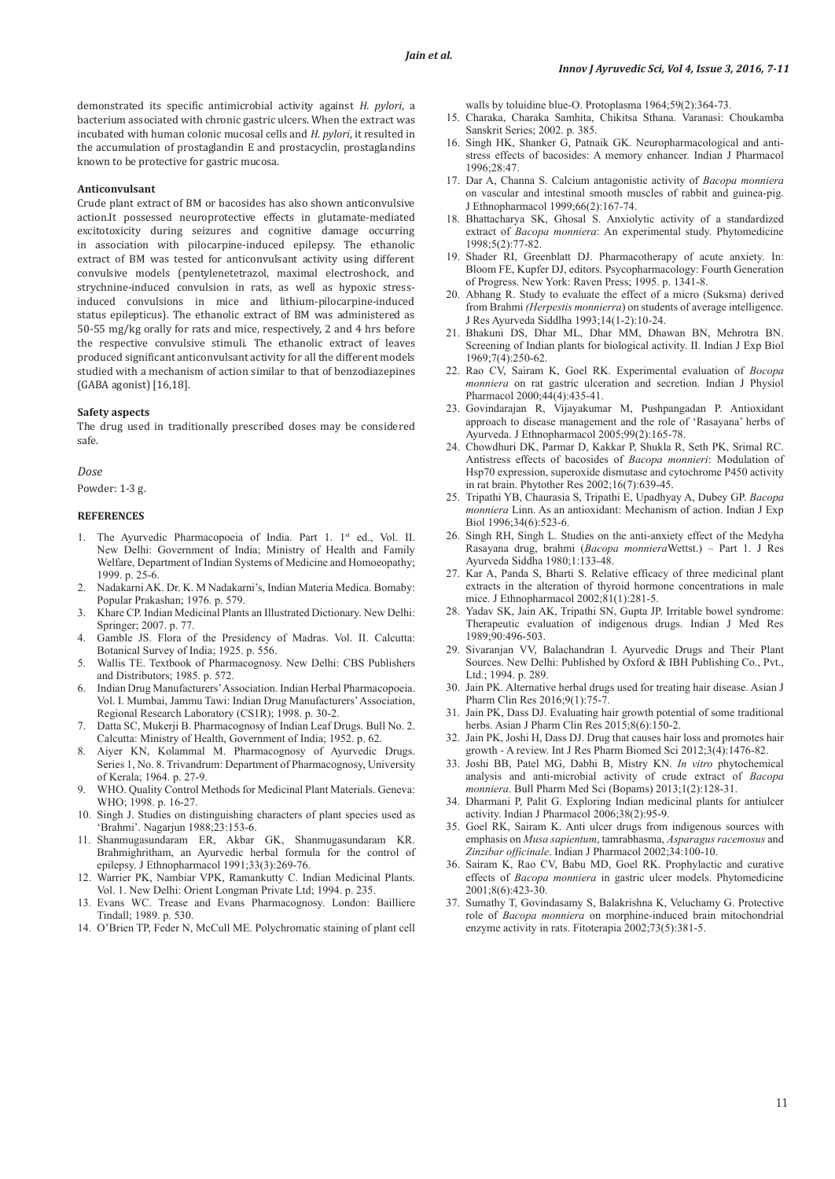demonstrated its specific antimicrobial activity against *H. pylori*, a bacterium associated with chronic gastric ulcers. When the extract was incubated with human colonic mucosal cells and *H. pylori*, it resulted in the accumulation of prostaglandin E and prostacyclin, prostaglandins known to be protective for gastric mucosa.

### Anticonvulsant

Crude plant extract of BM or bacosides has also shown anticonvulsive action.It possessed neuroprotective effects in glutamate-mediated excitotoxicity during seizures and cognitive damage occurring in association with pilocarpine-induced epilepsy. The ethanolic extract of BM was tested for anticonvulsant activity using different convulsive models (pentylenetetrazol, maximal electroshock, and strychnine-induced convulsion in rats, as well as hypoxic stress-induced convulsions in mice and lithium-pilocarpine-induced status epilepticus). The ethanolic extract of BM was administered as 50-55 mg/kg orally for rats and mice, respectively, 2 and 4 hrs before the respective convulsive stimuli. The ethanolic extract of leaves produced significant anticonvulsant activity for all the different models studied with a mechanism of action similar to that of benzodiazepines (GABA agonist) [16,18].

### Safety aspects

The drug used in traditionally prescribed doses may be considered safe.

*Dose*

Powder: 1-3 g.

## REFERENCES

1. The Ayurvedic Pharmacopoeia of India. Part 1. 1st ed., Vol. II. New Delhi: Government of India; Ministry of Health and Family Welfare, Department of Indian Systems of Medicine and Homoeopathy; 1999. p. 25-6.
2. Nadakarni AK. Dr. K. M Nadakarni's, Indian Materia Medica. Bomaby: Popular Prakashan; 1976. p. 579.
3. Khare CP. Indian Medicinal Plants an Illustrated Dictionary. New Delhi: Springer; 2007. p. 77.
4. Gamble JS. Flora of the Presidency of Madras. Vol. II. Calcutta: Botanical Survey of India; 1925. p. 556.
5. Wallis TE. Textbook of Pharmacognosy. New Delhi: CBS Publishers and Distributors; 1985. p. 572.
6. Indian Drug Manufacturers' Association. Indian Herbal Pharmacopoeia. Vol. I. Mumbai, Jammu Tawi: Indian Drug Manufacturers' Association, Regional Research Laboratory (CS1R); 1998. p. 30-2.
7. Datta SC, Mukerji B. Pharmacognosy of Indian Leaf Drugs. Bull No. 2. Calcutta: Ministry of Health, Government of India; 1952. p. 62.
8. Aiyer KN, Kolammal M. Pharmacognosy of Ayurvedic Drugs. Series 1, No. 8. Trivandrum: Department of Pharmacognosy, University of Kerala; 1964. p. 27-9.
9. WHO. Quality Control Methods for Medicinal Plant Materials. Geneva: WHO; 1998. p. 16-27.
10. Singh J. Studies on distinguishing characters of plant species used as 'Brahmi'. Nagarjun 1988;23:153-6.
11. Shanmugasundaram ER, Akbar GK, Shanmugasundaram KR. Brahmighritham, an Ayurvedic herbal formula for the control of epilepsy. J Ethnopharmacol 1991;33(3):269-76.
12. Warrier PK, Nambiar VPK, Ramankutty C. Indian Medicinal Plants. Vol. 1. New Delhi: Orient Longman Private Ltd; 1994. p. 235.
13. Evans WC. Trease and Evans Pharmacognosy. London: Bailliere Tindall; 1989. p. 530.
14. O'Brien TP, Feder N, McCull ME. Polychromatic staining of plant cell walls by toluidine blue-O. Protoplasma 1964;59(2):364-73.
15. Charaka, Charaka Samhita, Chikitsa Sthana. Varanasi: Choukamba Sanskrit Series; 2002. p. 385.
16. Singh HK, Shanker G, Patnaik GK. Neuropharmacological and anti-stress effects of bacosides: A memory enhancer. Indian J Pharmacol 1996;28:47.
17. Dar A, Channa S. Calcium antagonistic activity of *Bacopa monniera* on vascular and intestinal smooth muscles of rabbit and guinea-pig. J Ethnopharmacol 1999;66(2):167-74.
18. Bhattacharya SK, Ghosal S. Anxiolytic activity of a standardized extract of *Bacopa monniera*: An experimental study. Phytomedicine 1998;5(2):77-82.
19. Shader RI, Greenblatt DJ. Pharmacotherapy of acute anxiety. In: Bloom FE, Kupfer DJ, editors. Psycopharmacology: Fourth Generation of Progress. New York: Raven Press; 1995. p. 1341-8.
20. Abhang R. Study to evaluate the effect of a micro (Suksma) derived from Brahmi *(Herpestis monniera*) on students of average intelligence. J Res Ayurveda Siddlha 1993;14(1-2):10-24.
21. Bhakuni DS, Dhar ML, Dhar MM, Dhawan BN, Mehrotra BN. Screening of Indian plants for biological activity. II. Indian J Exp Biol 1969;7(4):250-62.
22. Rao CV, Sairam K, Goel RK. Experimental evaluation of *Bocopa monniera* on rat gastric ulceration and secretion. Indian J Physiol Pharmacol 2000;44(4):435-41.
23. Govindarajan R, Vijayakumar M, Pushpangadan P. Antioxidant approach to disease management and the role of 'Rasayana' herbs of Ayurveda. J Ethnopharmacol 2005;99(2):165-78.
24. Chowdhuri DK, Parmar D, Kakkar P, Shukla R, Seth PK, Srimal RC. Antistress effects of bacosides of *Bacopa monnieri*: Modulation of Hsp70 expression, superoxide dismutase and cytochrome P450 activity in rat brain. Phytother Res 2002;16(7):639-45.
25. Tripathi YB, Chaurasia S, Tripathi E, Upadhyay A, Dubey GP. *Bacopa monniera* Linn. As an antioxidant: Mechanism of action. Indian J Exp Biol 1996;34(6):523-6.
26. Singh RH, Singh L. Studies on the anti-anxiety effect of the Medyha Rasayana drug, brahmi (*Bacopa monniera*Wettst.) – Part 1. J Res Ayurveda Siddha 1980;1:133-48.
27. Kar A, Panda S, Bharti S. Relative efficacy of three medicinal plant extracts in the alteration of thyroid hormone concentrations in male mice. J Ethnopharmacol 2002;81(1):281-5.
28. Yadav SK, Jain AK, Tripathi SN, Gupta JP. Irritable bowel syndrome: Therapeutic evaluation of indigenous drugs. Indian J Med Res 1989;90:496-503.
29. Sivaranjan VV, Balachandran I. Ayurvedic Drugs and Their Plant Sources. New Delhi: Published by Oxford & IBH Publishing Co., Pvt., Ltd.; 1994. p. 289.
30. Jain PK. Alternative herbal drugs used for treating hair disease. Asian J Pharm Clin Res 2016;9(1):75-7.
31. Jain PK, Dass DJ. Evaluating hair growth potential of some traditional herbs. Asian J Pharm Clin Res 2015;8(6):150-2.
32. Jain PK, Joshi H, Dass DJ. Drug that causes hair loss and promotes hair growth - A review. Int J Res Pharm Biomed Sci 2012;3(4):1476-82.
33. Joshi BB, Patel MG, Dabhi B, Mistry KN. *In vitro* phytochemical analysis and anti-microbial activity of crude extract of *Bacopa monniera*. Bull Pharm Med Sci (Bopams) 2013;1(2):128-31.
34. Dharmani P, Palit G. Exploring Indian medicinal plants for antiulcer activity. Indian J Pharmacol 2006;38(2):95-9.
35. Goel RK, Sairam K. Anti ulcer drugs from indigenous sources with emphasis on *Musa sapientum*, tamrabhasma, *Asparagus racemosus* and *Zinzibar officinale*. Indian J Pharmacol 2002;34:100-10.
36. Sairam K, Rao CV, Babu MD, Goel RK. Prophylactic and curative effects of *Bacopa monniera* in gastric ulcer models. Phytomedicine 2001;8(6):423-30.
37. Sumathy T, Govindasamy S, Balakrishna K, Veluchamy G. Protective role of *Bacopa monniera* on morphine-induced brain mitochondrial enzyme activity in rats. Fitoterapia 2002;73(5):381-5.